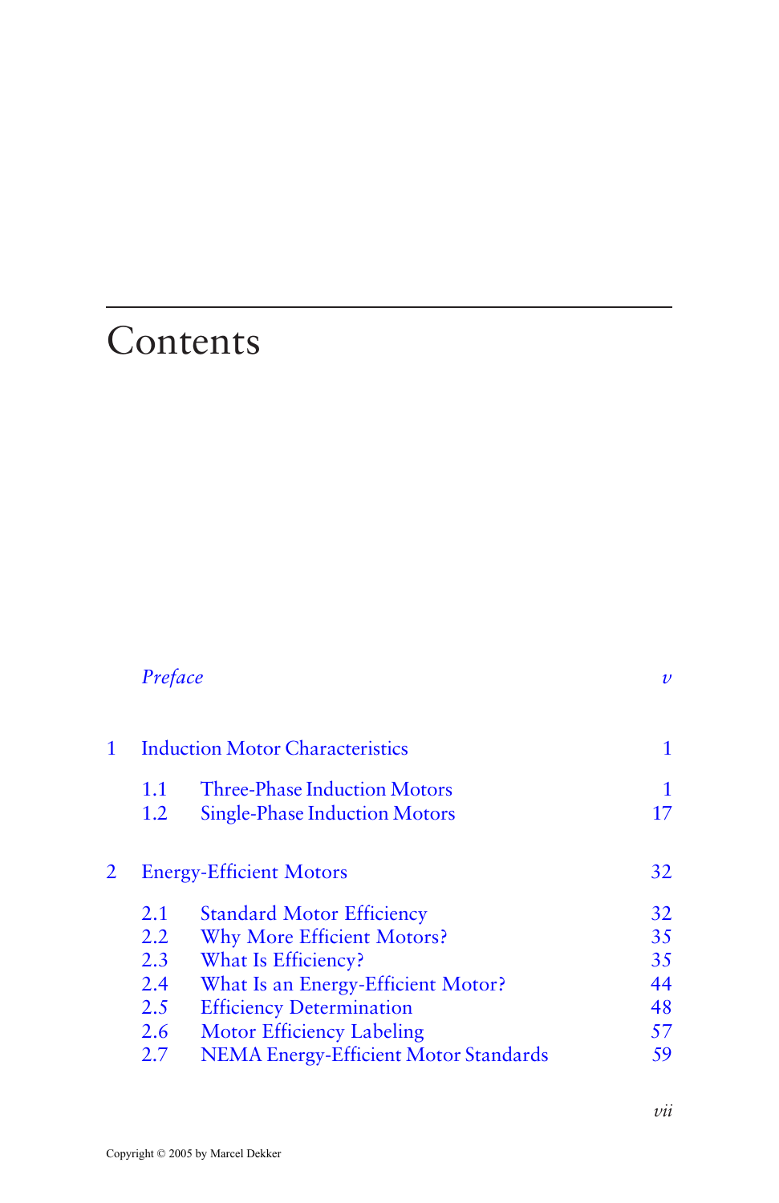# Contents

| | | |
|---|---|---|
| | *Preface* | *v* |
| **1** | **Induction Motor Characteristics** | **1** |
| 1.1 | Three-Phase Induction Motors | 1 |
| 1.2 | Single-Phase Induction Motors | 17 |
| **2** | **Energy-Efficient Motors** | **32** |
| 2.1 | Standard Motor Efficiency | 32 |
| 2.2 | Why More Efficient Motors? | 35 |
| 2.3 | What Is Efficiency? | 35 |
| 2.4 | What Is an Energy-Efficient Motor? | 44 |
| 2.5 | Efficiency Determination | 48 |
| 2.6 | Motor Efficiency Labeling | 57 |
| 2.7 | NEMA Energy-Efficient Motor Standards | 59 |

Copyright © 2005 by Marcel Dekker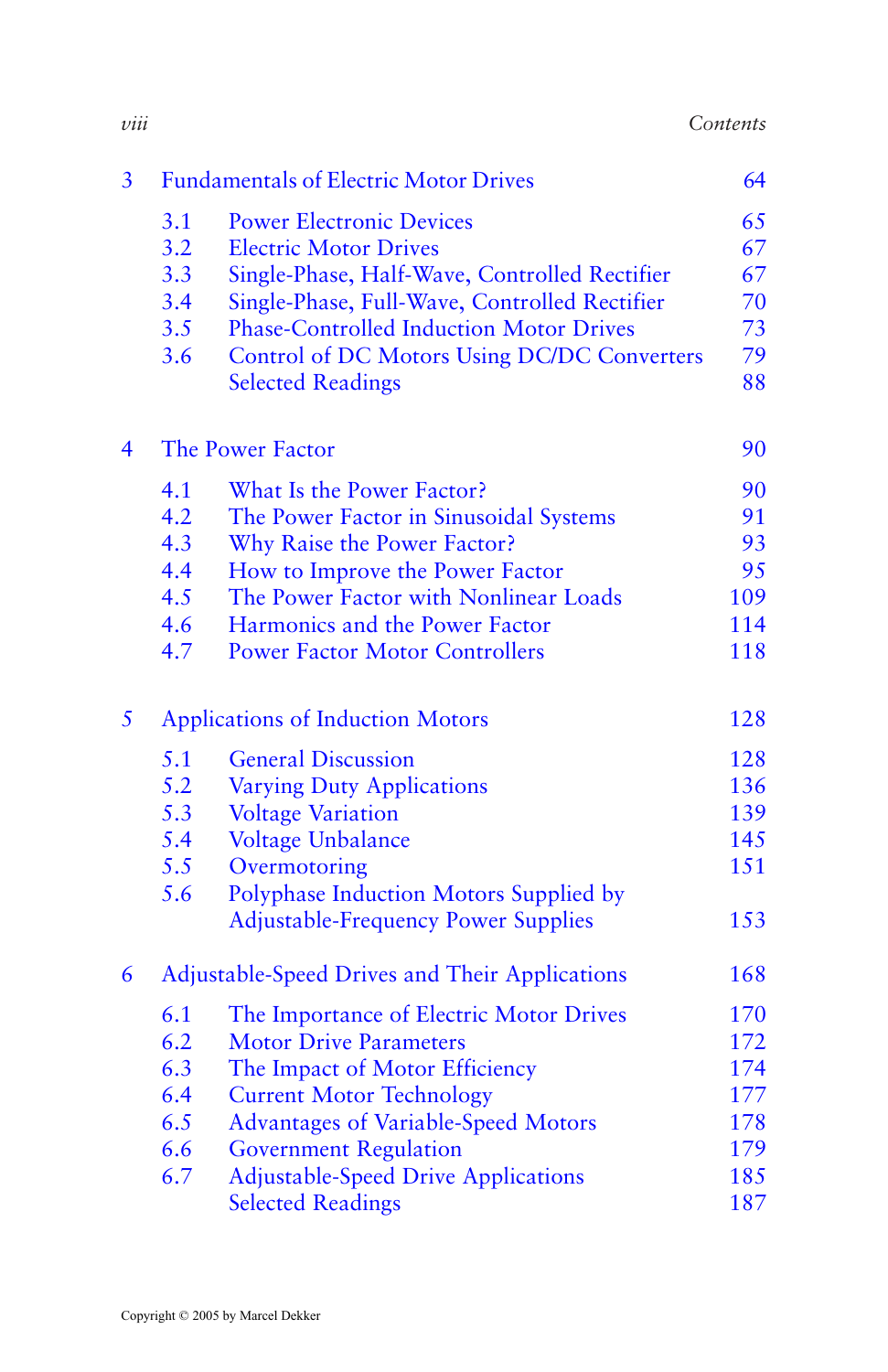| | | |
|---|---|---|
| **3** | **Fundamentals of Electric Motor Drives** | **64** |
| 3.1 | Power Electronic Devices | 65 |
| 3.2 | Electric Motor Drives | 67 |
| 3.3 | Single-Phase, Half-Wave, Controlled Rectifier | 67 |
| 3.4 | Single-Phase, Full-Wave, Controlled Rectifier | 70 |
| 3.5 | Phase-Controlled Induction Motor Drives | 73 |
| 3.6 | Control of DC Motors Using DC/DC Converters | 79 |
| | Selected Readings | 88 |
| **4** | **The Power Factor** | **90** |
| 4.1 | What Is the Power Factor? | 90 |
| 4.2 | The Power Factor in Sinusoidal Systems | 91 |
| 4.3 | Why Raise the Power Factor? | 93 |
| 4.4 | How to Improve the Power Factor | 95 |
| 4.5 | The Power Factor with Nonlinear Loads | 109 |
| 4.6 | Harmonics and the Power Factor | 114 |
| 4.7 | Power Factor Motor Controllers | 118 |
| **5** | **Applications of Induction Motors** | **128** |
| 5.1 | General Discussion | 128 |
| 5.2 | Varying Duty Applications | 136 |
| 5.3 | Voltage Variation | 139 |
| 5.4 | Voltage Unbalance | 145 |
| 5.5 | Overmotoring | 151 |
| 5.6 | Polyphase Induction Motors Supplied by Adjustable-Frequency Power Supplies | 153 |
| **6** | **Adjustable-Speed Drives and Their Applications** | **168** |
| 6.1 | The Importance of Electric Motor Drives | 170 |
| 6.2 | Motor Drive Parameters | 172 |
| 6.3 | The Impact of Motor Efficiency | 174 |
| 6.4 | Current Motor Technology | 177 |
| 6.5 | Advantages of Variable-Speed Motors | 178 |
| 6.6 | Government Regulation | 179 |
| 6.7 | Adjustable-Speed Drive Applications | 185 |
| | Selected Readings | 187 |

Copyright © 2005 by Marcel Dekker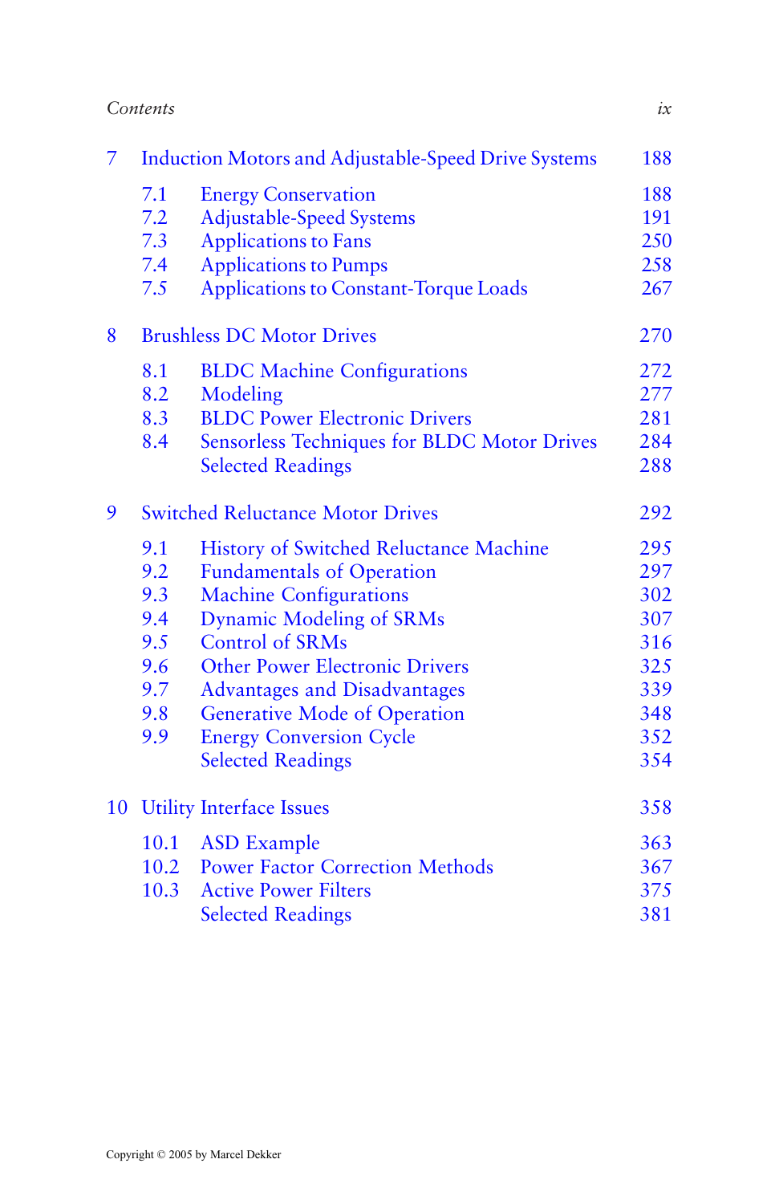| | | |
|---|---|---|
| 7 | Induction Motors and Adjustable-Speed Drive Systems | 188 |
| 7.1 | Energy Conservation | 188 |
| 7.2 | Adjustable-Speed Systems | 191 |
| 7.3 | Applications to Fans | 250 |
| 7.4 | Applications to Pumps | 258 |
| 7.5 | Applications to Constant-Torque Loads | 267 |
| 8 | Brushless DC Motor Drives | 270 |
| 8.1 | BLDC Machine Configurations | 272 |
| 8.2 | Modeling | 277 |
| 8.3 | BLDC Power Electronic Drivers | 281 |
| 8.4 | Sensorless Techniques for BLDC Motor Drives | 284 |
| | Selected Readings | 288 |
| 9 | Switched Reluctance Motor Drives | 292 |
| 9.1 | History of Switched Reluctance Machine | 295 |
| 9.2 | Fundamentals of Operation | 297 |
| 9.3 | Machine Configurations | 302 |
| 9.4 | Dynamic Modeling of SRMs | 307 |
| 9.5 | Control of SRMs | 316 |
| 9.6 | Other Power Electronic Drivers | 325 |
| 9.7 | Advantages and Disadvantages | 339 |
| 9.8 | Generative Mode of Operation | 348 |
| 9.9 | Energy Conversion Cycle | 352 |
| | Selected Readings | 354 |
| 10 | Utility Interface Issues | 358 |
| 10.1 | ASD Example | 363 |
| 10.2 | Power Factor Correction Methods | 367 |
| 10.3 | Active Power Filters | 375 |
| | Selected Readings | 381 |

Copyright © 2005 by Marcel Dekker